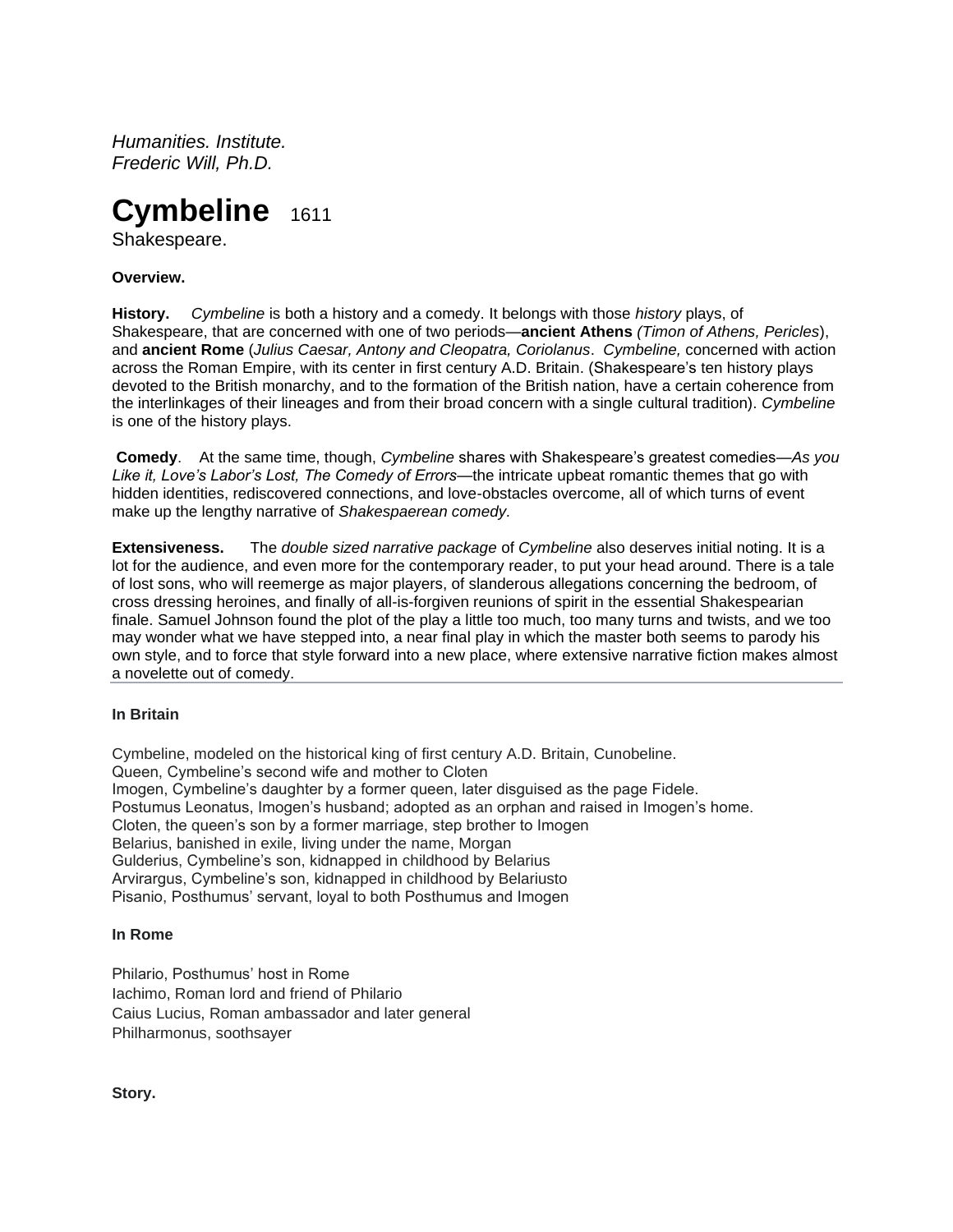*Humanities. Institute.*
*Frederic Will, Ph.D.*

# Cymbeline 1611

Shakespeare.

**Overview.**

**History.** *Cymbeline* is both a history and a comedy. It belongs with those *history* plays, of Shakespeare, that are concerned with one of two periods—**ancient Athens** *(Timon of Athens, Pericles*), and **ancient Rome** (*Julius Caesar, Antony and Cleopatra, Coriolanus*. *Cymbeline,* concerned with action across the Roman Empire, with its center in first century A.D. Britain. (Shakespeare's ten history plays devoted to the British monarchy, and to the formation of the British nation, have a certain coherence from the interlinkages of their lineages and from their broad concern with a single cultural tradition). *Cymbeline* is one of the history plays.

**Comedy**. At the same time, though, *Cymbeline* shares with Shakespeare's greatest comedies—*As you Like it, Love's Labor's Lost, The Comedy of Errors*—the intricate upbeat romantic themes that go with hidden identities, rediscovered connections, and love-obstacles overcome, all of which turns of event make up the lengthy narrative of *Shakespaerean comedy.*

**Extensiveness.** The *double sized narrative package* of *Cymbeline* also deserves initial noting. It is a lot for the audience, and even more for the contemporary reader, to put your head around. There is a tale of lost sons, who will reemerge as major players, of slanderous allegations concerning the bedroom, of cross dressing heroines, and finally of all-is-forgiven reunions of spirit in the essential Shakespearian finale. Samuel Johnson found the plot of the play a little too much, too many turns and twists, and we too may wonder what we have stepped into, a near final play in which the master both seems to parody his own style, and to force that style forward into a new place, where extensive narrative fiction makes almost a novelette out of comedy.

---

**In Britain**

Cymbeline, modeled on the historical king of first century A.D. Britain, Cunobeline.
Queen, Cymbeline's second wife and mother to Cloten
Imogen, Cymbeline's daughter by a former queen, later disguised as the page Fidele.
Postumus Leonatus, Imogen's husband; adopted as an orphan and raised in Imogen's home.
Cloten, the queen's son by a former marriage, step brother to Imogen
Belarius, banished in exile, living under the name, Morgan
Gulderius, Cymbeline's son, kidnapped in childhood by Belarius
Arvirargus, Cymbeline's son, kidnapped in childhood by Belariusto
Pisanio, Posthumus' servant, loyal to both Posthumus and Imogen

**In Rome**

Philario, Posthumus' host in Rome
Iachimo, Roman lord and friend of Philario
Caius Lucius, Roman ambassador and later general
Philharmonus, soothsayer

**Story.**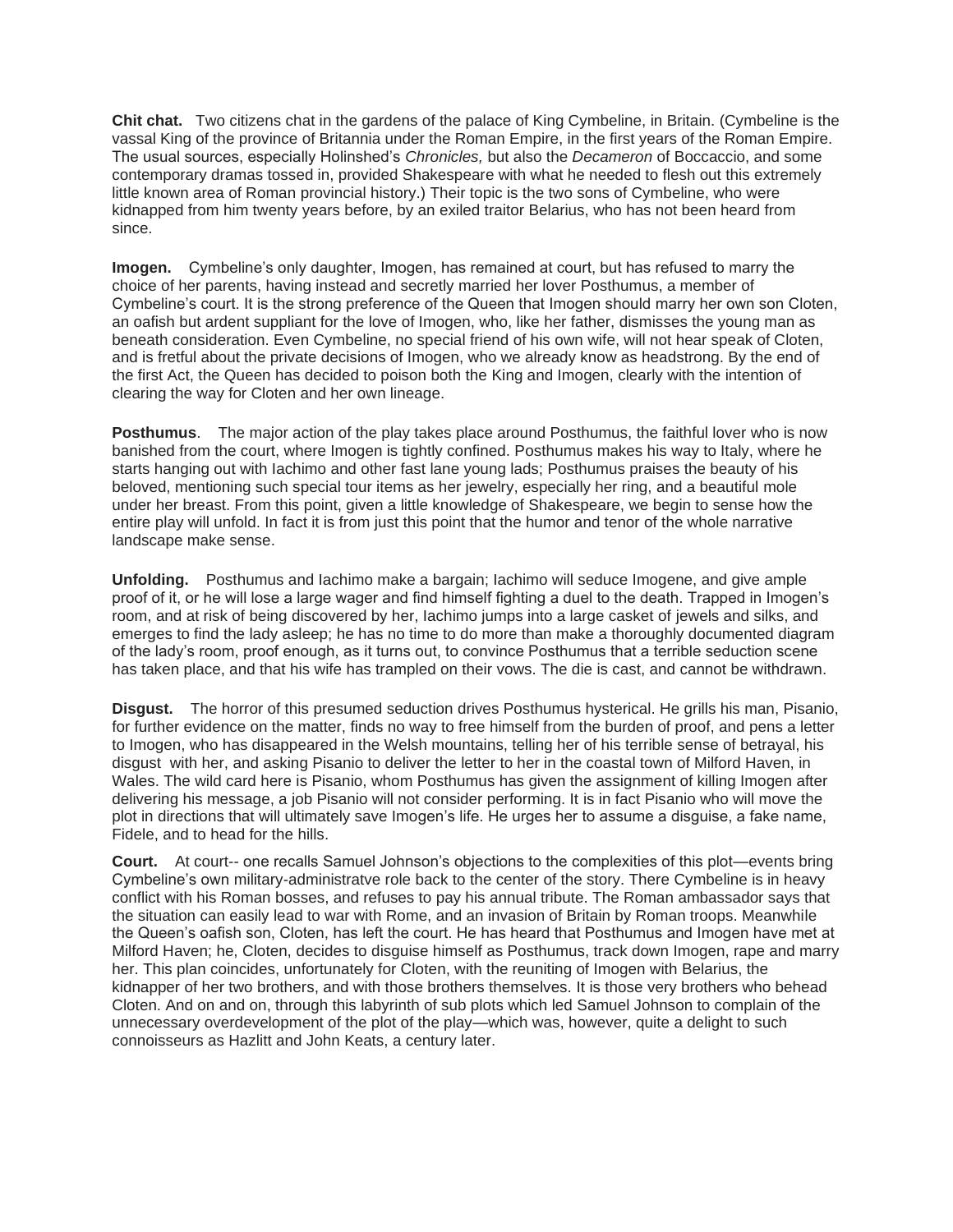**Chit chat.** Two citizens chat in the gardens of the palace of King Cymbeline, in Britain. (Cymbeline is the vassal King of the province of Britannia under the Roman Empire, in the first years of the Roman Empire. The usual sources, especially Holinshed's *Chronicles,* but also the *Decameron* of Boccaccio, and some contemporary dramas tossed in, provided Shakespeare with what he needed to flesh out this extremely little known area of Roman provincial history.) Their topic is the two sons of Cymbeline, who were kidnapped from him twenty years before, by an exiled traitor Belarius, who has not been heard from since.

**Imogen.** Cymbeline's only daughter, Imogen, has remained at court, but has refused to marry the choice of her parents, having instead and secretly married her lover Posthumus, a member of Cymbeline's court. It is the strong preference of the Queen that Imogen should marry her own son Cloten, an oafish but ardent suppliant for the love of Imogen, who, like her father, dismisses the young man as beneath consideration. Even Cymbeline, no special friend of his own wife, will not hear speak of Cloten, and is fretful about the private decisions of Imogen, who we already know as headstrong. By the end of the first Act, the Queen has decided to poison both the King and Imogen, clearly with the intention of clearing the way for Cloten and her own lineage.

**Posthumus**. The major action of the play takes place around Posthumus, the faithful lover who is now banished from the court, where Imogen is tightly confined. Posthumus makes his way to Italy, where he starts hanging out with Iachimo and other fast lane young lads; Posthumus praises the beauty of his beloved, mentioning such special tour items as her jewelry, especially her ring, and a beautiful mole under her breast. From this point, given a little knowledge of Shakespeare, we begin to sense how the entire play will unfold. In fact it is from just this point that the humor and tenor of the whole narrative landscape make sense.

**Unfolding.** Posthumus and Iachimo make a bargain; Iachimo will seduce Imogene, and give ample proof of it, or he will lose a large wager and find himself fighting a duel to the death. Trapped in Imogen's room, and at risk of being discovered by her, Iachimo jumps into a large casket of jewels and silks, and emerges to find the lady asleep; he has no time to do more than make a thoroughly documented diagram of the lady's room, proof enough, as it turns out, to convince Posthumus that a terrible seduction scene has taken place, and that his wife has trampled on their vows. The die is cast, and cannot be withdrawn.

**Disgust.** The horror of this presumed seduction drives Posthumus hysterical. He grills his man, Pisanio, for further evidence on the matter, finds no way to free himself from the burden of proof, and pens a letter to Imogen, who has disappeared in the Welsh mountains, telling her of his terrible sense of betrayal, his disgust with her, and asking Pisanio to deliver the letter to her in the coastal town of Milford Haven, in Wales. The wild card here is Pisanio, whom Posthumus has given the assignment of killing Imogen after delivering his message, a job Pisanio will not consider performing. It is in fact Pisanio who will move the plot in directions that will ultimately save Imogen's life. He urges her to assume a disguise, a fake name, Fidele, and to head for the hills.

**Court.** At court-- one recalls Samuel Johnson's objections to the complexities of this plot—events bring Cymbeline's own military-administratve role back to the center of the story. There Cymbeline is in heavy conflict with his Roman bosses, and refuses to pay his annual tribute. The Roman ambassador says that the situation can easily lead to war with Rome, and an invasion of Britain by Roman troops. Meanwhile the Queen's oafish son, Cloten, has left the court. He has heard that Posthumus and Imogen have met at Milford Haven; he, Cloten, decides to disguise himself as Posthumus, track down Imogen, rape and marry her. This plan coincides, unfortunately for Cloten, with the reuniting of Imogen with Belarius, the kidnapper of her two brothers, and with those brothers themselves. It is those very brothers who behead Cloten. And on and on, through this labyrinth of sub plots which led Samuel Johnson to complain of the unnecessary overdevelopment of the plot of the play—which was, however, quite a delight to such connoisseurs as Hazlitt and John Keats, a century later.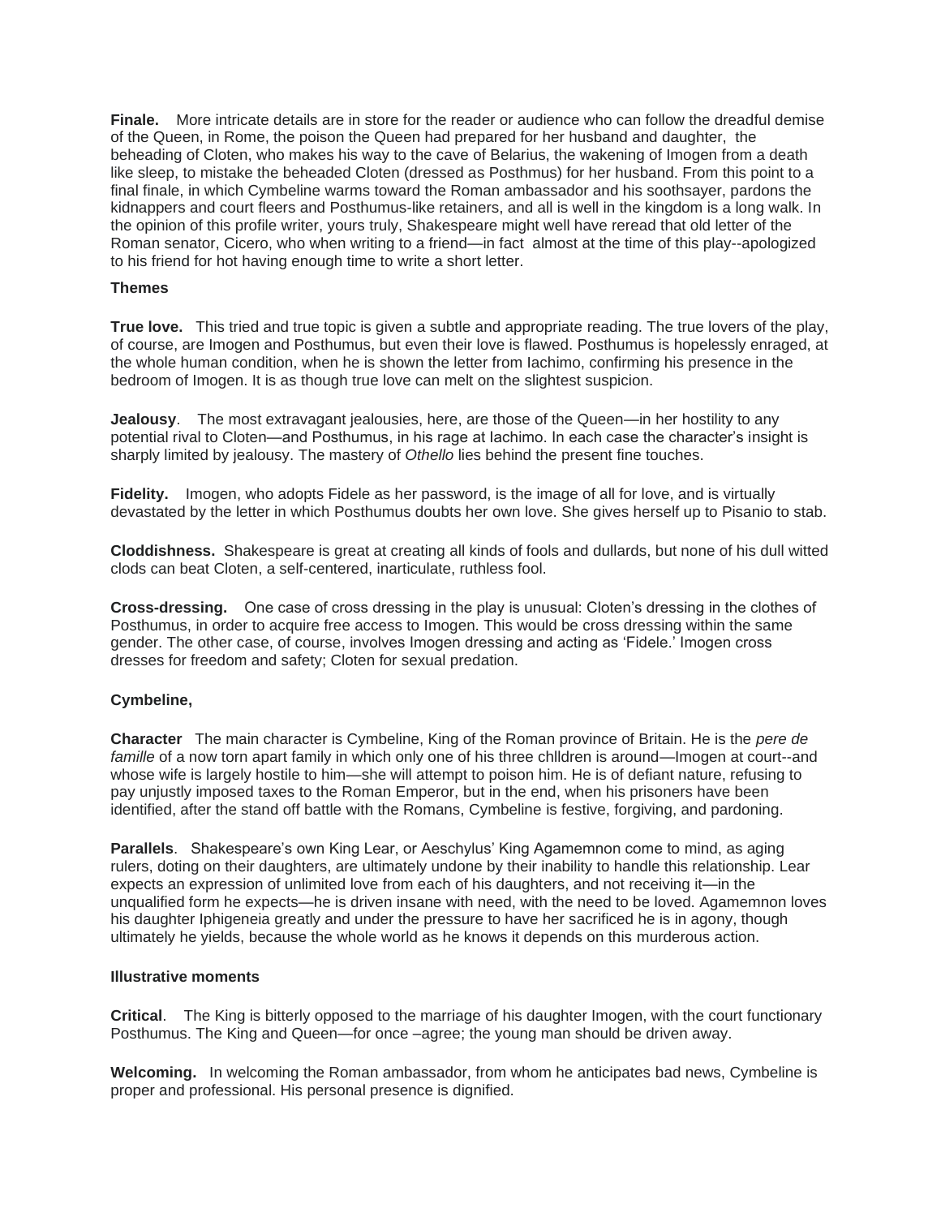**Finale.** More intricate details are in store for the reader or audience who can follow the dreadful demise of the Queen, in Rome, the poison the Queen had prepared for her husband and daughter, the beheading of Cloten, who makes his way to the cave of Belarius, the wakening of Imogen from a death like sleep, to mistake the beheaded Cloten (dressed as Posthmus) for her husband. From this point to a final finale, in which Cymbeline warms toward the Roman ambassador and his soothsayer, pardons the kidnappers and court fleers and Posthumus-like retainers, and all is well in the kingdom is a long walk. In the opinion of this profile writer, yours truly, Shakespeare might well have reread that old letter of the Roman senator, Cicero, who when writing to a friend—in fact almost at the time of this play--apologized to his friend for hot having enough time to write a short letter.

**Themes**

**True love.** This tried and true topic is given a subtle and appropriate reading. The true lovers of the play, of course, are Imogen and Posthumus, but even their love is flawed. Posthumus is hopelessly enraged, at the whole human condition, when he is shown the letter from Iachimo, confirming his presence in the bedroom of Imogen. It is as though true love can melt on the slightest suspicion.

**Jealousy**. The most extravagant jealousies, here, are those of the Queen—in her hostility to any potential rival to Cloten—and Posthumus, in his rage at Iachimo. In each case the character's insight is sharply limited by jealousy. The mastery of *Othello* lies behind the present fine touches.

**Fidelity.** Imogen, who adopts Fidele as her password, is the image of all for love, and is virtually devastated by the letter in which Posthumus doubts her own love. She gives herself up to Pisanio to stab.

**Cloddishness.** Shakespeare is great at creating all kinds of fools and dullards, but none of his dull witted clods can beat Cloten, a self-centered, inarticulate, ruthless fool.

**Cross-dressing.** One case of cross dressing in the play is unusual: Cloten's dressing in the clothes of Posthumus, in order to acquire free access to Imogen. This would be cross dressing within the same gender. The other case, of course, involves Imogen dressing and acting as 'Fidele.' Imogen cross dresses for freedom and safety; Cloten for sexual predation.

**Cymbeline,**

**Character** The main character is Cymbeline, King of the Roman province of Britain. He is the *pere de famille* of a now torn apart family in which only one of his three chlldren is around—Imogen at court--and whose wife is largely hostile to him—she will attempt to poison him. He is of defiant nature, refusing to pay unjustly imposed taxes to the Roman Emperor, but in the end, when his prisoners have been identified, after the stand off battle with the Romans, Cymbeline is festive, forgiving, and pardoning.

**Parallels**. Shakespeare's own King Lear, or Aeschylus' King Agamemnon come to mind, as aging rulers, doting on their daughters, are ultimately undone by their inability to handle this relationship. Lear expects an expression of unlimited love from each of his daughters, and not receiving it—in the unqualified form he expects—he is driven insane with need, with the need to be loved. Agamemnon loves his daughter Iphigeneia greatly and under the pressure to have her sacrificed he is in agony, though ultimately he yields, because the whole world as he knows it depends on this murderous action.

**Illustrative moments**

**Critical**. The King is bitterly opposed to the marriage of his daughter Imogen, with the court functionary Posthumus. The King and Queen—for once –agree; the young man should be driven away.

**Welcoming.** In welcoming the Roman ambassador, from whom he anticipates bad news, Cymbeline is proper and professional. His personal presence is dignified.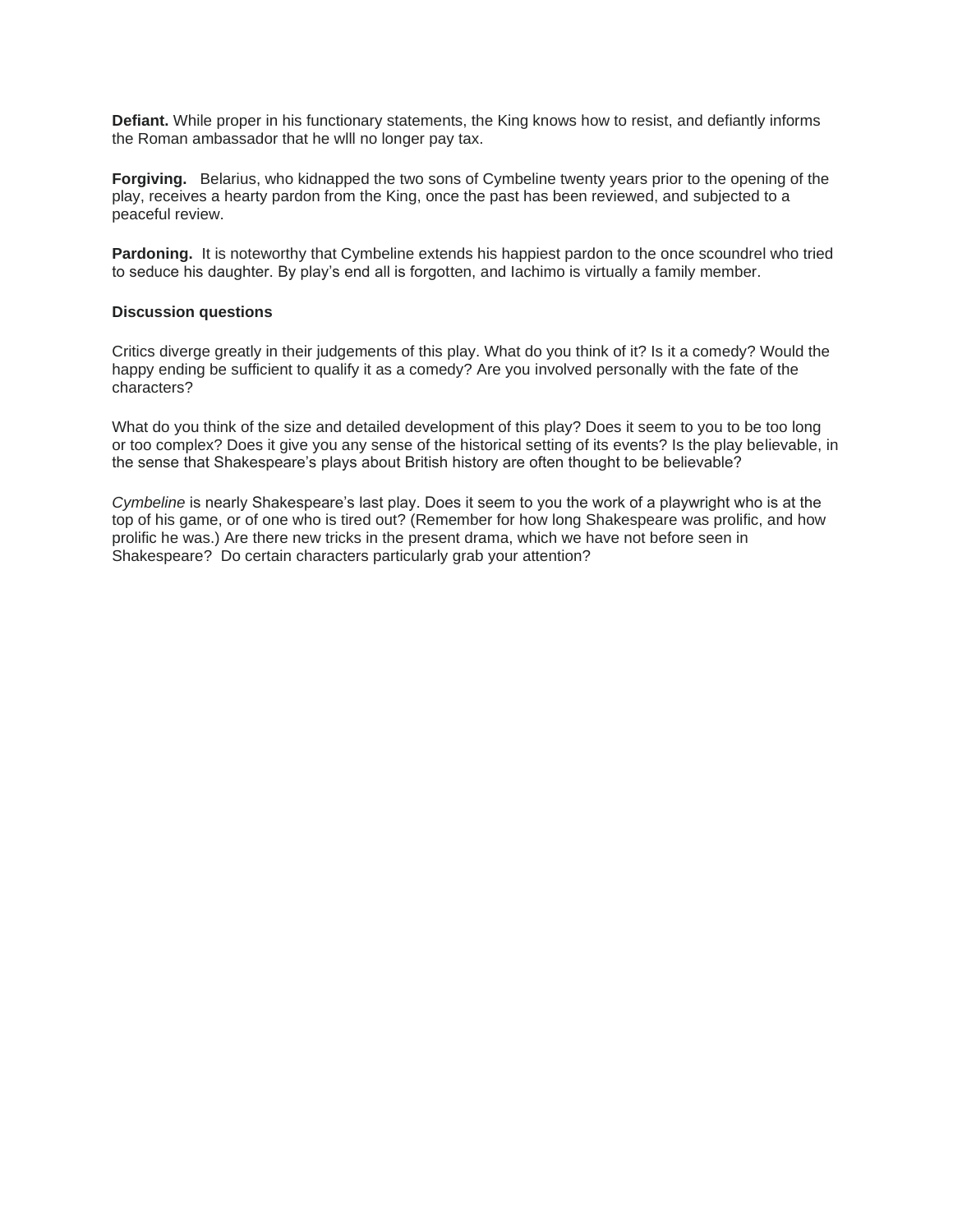**Defiant.** While proper in his functionary statements, the King knows how to resist, and defiantly informs the Roman ambassador that he wlll no longer pay tax.

**Forgiving.** Belarius, who kidnapped the two sons of Cymbeline twenty years prior to the opening of the play, receives a hearty pardon from the King, once the past has been reviewed, and subjected to a peaceful review.

**Pardoning.** It is noteworthy that Cymbeline extends his happiest pardon to the once scoundrel who tried to seduce his daughter. By play's end all is forgotten, and Iachimo is virtually a family member.

**Discussion questions**

Critics diverge greatly in their judgements of this play. What do you think of it? Is it a comedy? Would the happy ending be sufficient to qualify it as a comedy? Are you involved personally with the fate of the characters?

What do you think of the size and detailed development of this play? Does it seem to you to be too long or too complex? Does it give you any sense of the historical setting of its events? Is the play believable, in the sense that Shakespeare's plays about British history are often thought to be believable?

*Cymbeline* is nearly Shakespeare's last play. Does it seem to you the work of a playwright who is at the top of his game, or of one who is tired out? (Remember for how long Shakespeare was prolific, and how prolific he was.) Are there new tricks in the present drama, which we have not before seen in Shakespeare? Do certain characters particularly grab your attention?